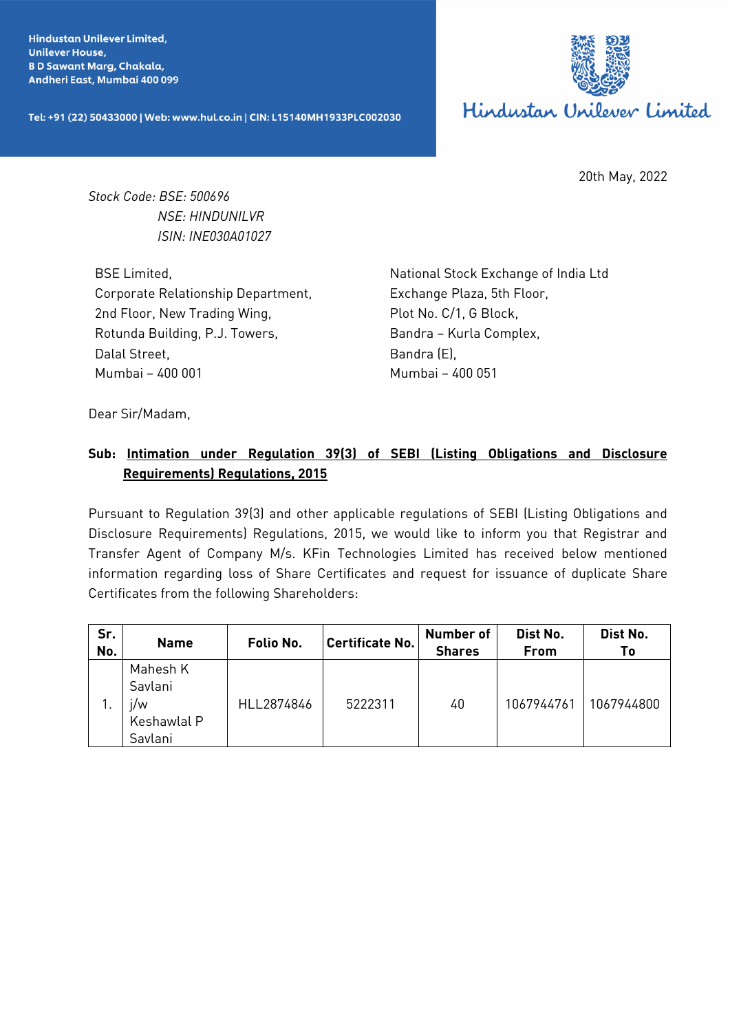Hindustan Unilever Limited,
Unilever House,
B D Sawant Marg, Chakala,
Andheri East, Mumbai 400 099

Tel: +91 (22) 50433000 | Web: www.hul.co.in | CIN: L15140MH1933PLC002030

Hindustan Unilever Limited

20th May, 2022

*Stock Code: BSE: 500696*
*NSE: HINDUNILVR*
*ISIN: INE030A01027*

BSE Limited,
Corporate Relationship Department,
2nd Floor, New Trading Wing,
Rotunda Building, P.J. Towers,
Dalal Street,
Mumbai – 400 001

National Stock Exchange of India Ltd
Exchange Plaza, 5th Floor,
Plot No. C/1, G Block,
Bandra – Kurla Complex,
Bandra (E),
Mumbai – 400 051

Dear Sir/Madam,

**Sub: Intimation under Regulation 39(3) of SEBI (Listing Obligations and Disclosure Requirements) Regulations, 2015**

Pursuant to Regulation 39(3) and other applicable regulations of SEBI (Listing Obligations and Disclosure Requirements) Regulations, 2015, we would like to inform you that Registrar and Transfer Agent of Company M/s. KFin Technologies Limited has received below mentioned information regarding loss of Share Certificates and request for issuance of duplicate Share Certificates from the following Shareholders:

| Sr. No. | Name | Folio No. | Certificate No. | Number of Shares | Dist No. From | Dist No. To |
|---|---|---|---|---|---|---|
| 1. | Mahesh K Savlani j/w Keshawlal P Savlani | HLL2874846 | 5222311 | 40 | 1067944761 | 1067944800 |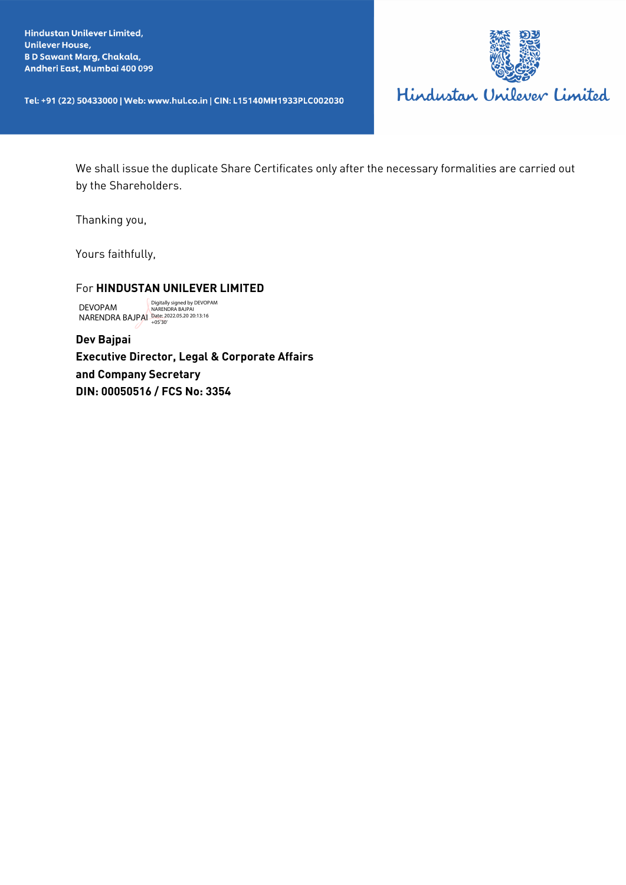We shall issue the duplicate Share Certificates only after the necessary formalities are carried out by the Shareholders.

Thanking you,

Yours faithfully,

For **HINDUSTAN UNILEVER LIMITED**

DEVOPAM NARENDRA BAJPAI

Digitally signed by DEVOPAM NARENDRA BAJPAI
Date: 2022.05.20 20:13:16 +05'30'

**Dev Bajpai**
**Executive Director, Legal & Corporate Affairs**
**and Company Secretary**
**DIN: 00050516 / FCS No: 3354**